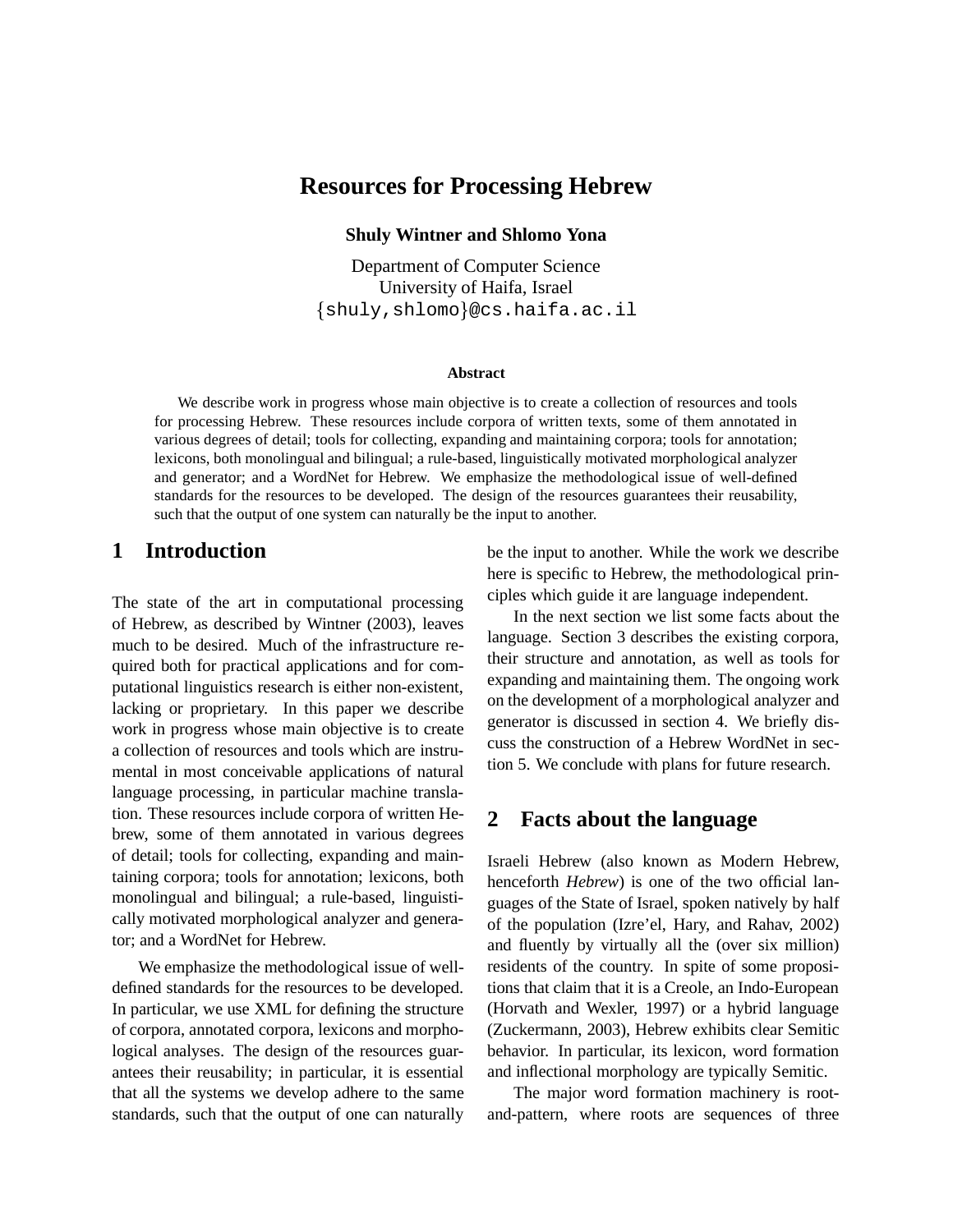# Resources for Processing Hebrew

**Shuly Wintner and Shlomo Yona**

Department of Computer Science
University of Haifa, Israel
{shuly,shlomo}@cs.haifa.ac.il

### Abstract

We describe work in progress whose main objective is to create a collection of resources and tools for processing Hebrew. These resources include corpora of written texts, some of them annotated in various degrees of detail; tools for collecting, expanding and maintaining corpora; tools for annotation; lexicons, both monolingual and bilingual; a rule-based, linguistically motivated morphological analyzer and generator; and a WordNet for Hebrew. We emphasize the methodological issue of well-defined standards for the resources to be developed. The design of the resources guarantees their reusability, such that the output of one system can naturally be the input to another.

## 1 Introduction

The state of the art in computational processing of Hebrew, as described by Wintner (2003), leaves much to be desired. Much of the infrastructure required both for practical applications and for computational linguistics research is either non-existent, lacking or proprietary. In this paper we describe work in progress whose main objective is to create a collection of resources and tools which are instrumental in most conceivable applications of natural language processing, in particular machine translation. These resources include corpora of written Hebrew, some of them annotated in various degrees of detail; tools for collecting, expanding and maintaining corpora; tools for annotation; lexicons, both monolingual and bilingual; a rule-based, linguistically motivated morphological analyzer and generator; and a WordNet for Hebrew.

We emphasize the methodological issue of well-defined standards for the resources to be developed. In particular, we use XML for defining the structure of corpora, annotated corpora, lexicons and morphological analyses. The design of the resources guarantees their reusability; in particular, it is essential that all the systems we develop adhere to the same standards, such that the output of one can naturally be the input to another. While the work we describe here is specific to Hebrew, the methodological principles which guide it are language independent.

In the next section we list some facts about the language. Section 3 describes the existing corpora, their structure and annotation, as well as tools for expanding and maintaining them. The ongoing work on the development of a morphological analyzer and generator is discussed in section 4. We briefly discuss the construction of a Hebrew WordNet in section 5. We conclude with plans for future research.

## 2 Facts about the language

Israeli Hebrew (also known as Modern Hebrew, henceforth *Hebrew*) is one of the two official languages of the State of Israel, spoken natively by half of the population (Izre'el, Hary, and Rahav, 2002) and fluently by virtually all the (over six million) residents of the country. In spite of some propositions that claim that it is a Creole, an Indo-European (Horvath and Wexler, 1997) or a hybrid language (Zuckermann, 2003), Hebrew exhibits clear Semitic behavior. In particular, its lexicon, word formation and inflectional morphology are typically Semitic.

The major word formation machinery is root-and-pattern, where roots are sequences of three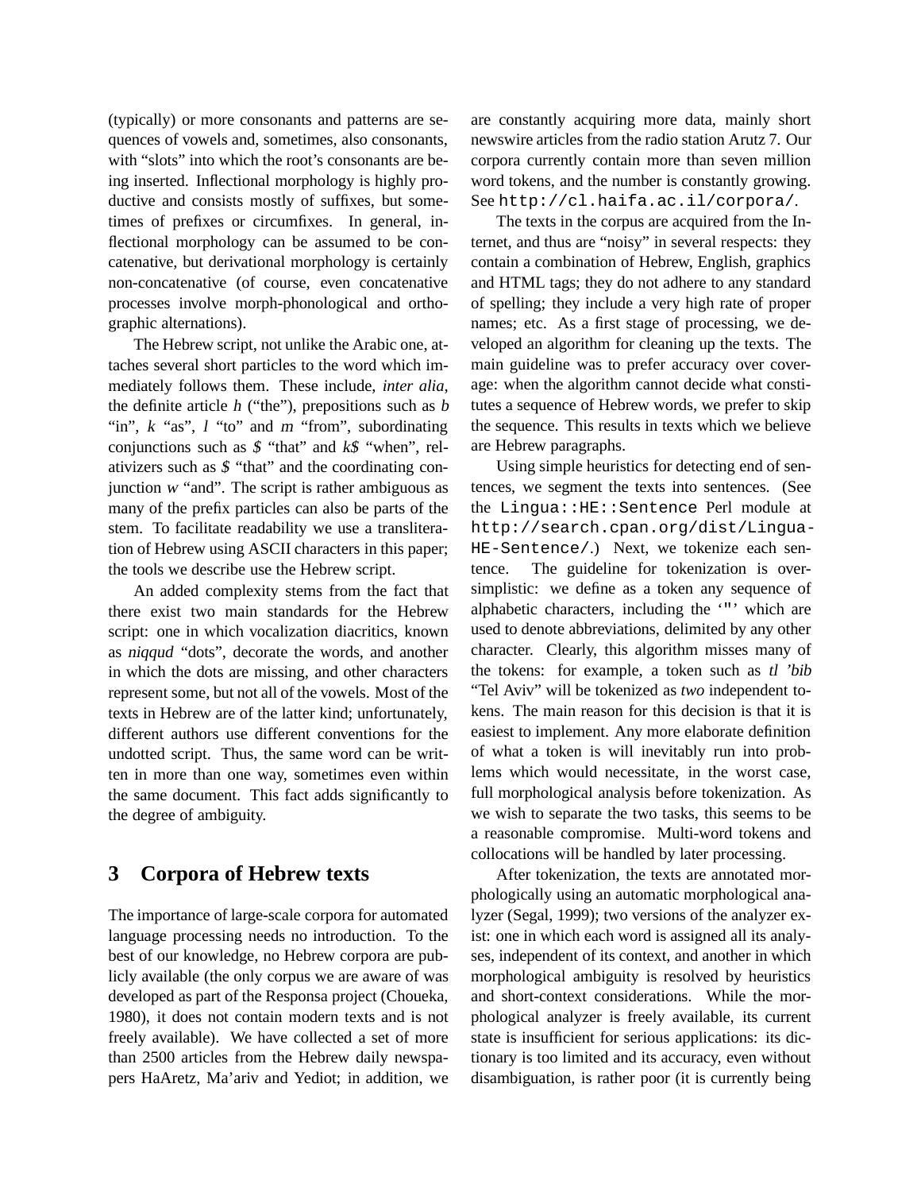(typically) or more consonants and patterns are sequences of vowels and, sometimes, also consonants, with "slots" into which the root's consonants are being inserted. Inflectional morphology is highly productive and consists mostly of suffixes, but sometimes of prefixes or circumfixes. In general, inflectional morphology can be assumed to be concatenative, but derivational morphology is certainly non-concatenative (of course, even concatenative processes involve morph-phonological and orthographic alternations).

The Hebrew script, not unlike the Arabic one, attaches several short particles to the word which immediately follows them. These include, *inter alia*, the definite article *h* ("the"), prepositions such as *b* "in", *k* "as", *l* "to" and *m* "from", subordinating conjunctions such as *$* "that" and *k$* "when", relativizers such as *$* "that" and the coordinating conjunction *w* "and". The script is rather ambiguous as many of the prefix particles can also be parts of the stem. To facilitate readability we use a transliteration of Hebrew using ASCII characters in this paper; the tools we describe use the Hebrew script.

An added complexity stems from the fact that there exist two main standards for the Hebrew script: one in which vocalization diacritics, known as *niqqud* "dots", decorate the words, and another in which the dots are missing, and other characters represent some, but not all of the vowels. Most of the texts in Hebrew are of the latter kind; unfortunately, different authors use different conventions for the undotted script. Thus, the same word can be written in more than one way, sometimes even within the same document. This fact adds significantly to the degree of ambiguity.

## 3 Corpora of Hebrew texts

The importance of large-scale corpora for automated language processing needs no introduction. To the best of our knowledge, no Hebrew corpora are publicly available (the only corpus we are aware of was developed as part of the Responsa project (Choueka, 1980), it does not contain modern texts and is not freely available). We have collected a set of more than 2500 articles from the Hebrew daily newspapers HaAretz, Ma'ariv and Yediot; in addition, we are constantly acquiring more data, mainly short newswire articles from the radio station Arutz 7. Our corpora currently contain more than seven million word tokens, and the number is constantly growing. See `http://cl.haifa.ac.il/corpora/`.

The texts in the corpus are acquired from the Internet, and thus are "noisy" in several respects: they contain a combination of Hebrew, English, graphics and HTML tags; they do not adhere to any standard of spelling; they include a very high rate of proper names; etc. As a first stage of processing, we developed an algorithm for cleaning up the texts. The main guideline was to prefer accuracy over coverage: when the algorithm cannot decide what constitutes a sequence of Hebrew words, we prefer to skip the sequence. This results in texts which we believe are Hebrew paragraphs.

Using simple heuristics for detecting end of sentences, we segment the texts into sentences. (See the `Lingua::HE::Sentence` Perl module at `http://search.cpan.org/dist/Lingua-HE-Sentence/`.) Next, we tokenize each sentence. The guideline for tokenization is oversimplistic: we define as a token any sequence of alphabetic characters, including the '`"`' which are used to denote abbreviations, delimited by any other character. Clearly, this algorithm misses many of the tokens: for example, a token such as *tl 'bib* "Tel Aviv" will be tokenized as *two* independent tokens. The main reason for this decision is that it is easiest to implement. Any more elaborate definition of what a token is will inevitably run into problems which would necessitate, in the worst case, full morphological analysis before tokenization. As we wish to separate the two tasks, this seems to be a reasonable compromise. Multi-word tokens and collocations will be handled by later processing.

After tokenization, the texts are annotated morphologically using an automatic morphological analyzer (Segal, 1999); two versions of the analyzer exist: one in which each word is assigned all its analyses, independent of its context, and another in which morphological ambiguity is resolved by heuristics and short-context considerations. While the morphological analyzer is freely available, its current state is insufficient for serious applications: its dictionary is too limited and its accuracy, even without disambiguation, is rather poor (it is currently being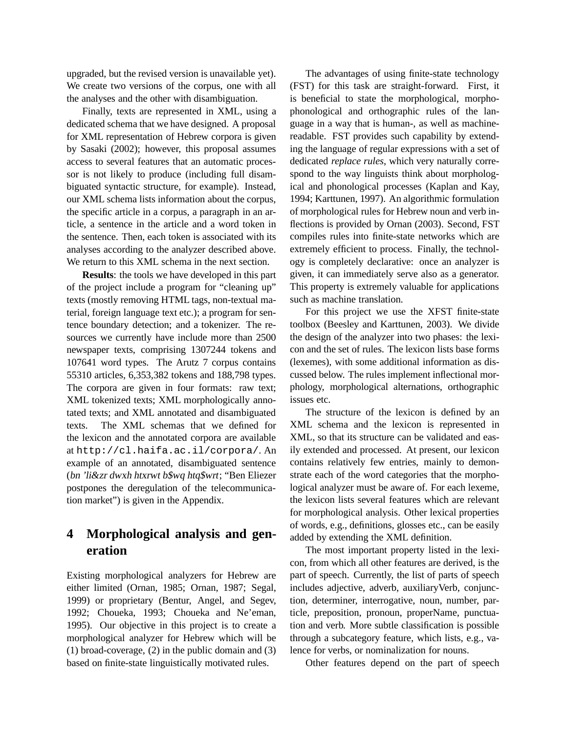upgraded, but the revised version is unavailable yet). We create two versions of the corpus, one with all the analyses and the other with disambiguation.

Finally, texts are represented in XML, using a dedicated schema that we have designed. A proposal for XML representation of Hebrew corpora is given by Sasaki (2002); however, this proposal assumes access to several features that an automatic processor is not likely to produce (including full disambiguated syntactic structure, for example). Instead, our XML schema lists information about the corpus, the specific article in a corpus, a paragraph in an article, a sentence in the article and a word token in the sentence. Then, each token is associated with its analyses according to the analyzer described above. We return to this XML schema in the next section.

**Results**: the tools we have developed in this part of the project include a program for "cleaning up" texts (mostly removing HTML tags, non-textual material, foreign language text etc.); a program for sentence boundary detection; and a tokenizer. The resources we currently have include more than 2500 newspaper texts, comprising 1307244 tokens and 107641 word types. The Arutz 7 corpus contains 55310 articles, 6,353,382 tokens and 188,798 types. The corpora are given in four formats: raw text; XML tokenized texts; XML morphologically annotated texts; and XML annotated and disambiguated texts. The XML schemas that we defined for the lexicon and the annotated corpora are available at `http://cl.haifa.ac.il/corpora/`. An example of an annotated, disambiguated sentence (*bn 'li&zr dwxh htxrwt b$wq htq$wrt*; "Ben Eliezer postpones the deregulation of the telecommunication market") is given in the Appendix.

## 4 Morphological analysis and generation

Existing morphological analyzers for Hebrew are either limited (Ornan, 1985; Ornan, 1987; Segal, 1999) or proprietary (Bentur, Angel, and Segev, 1992; Choueka, 1993; Choueka and Ne'eman, 1995). Our objective in this project is to create a morphological analyzer for Hebrew which will be (1) broad-coverage, (2) in the public domain and (3) based on finite-state linguistically motivated rules.

The advantages of using finite-state technology (FST) for this task are straight-forward. First, it is beneficial to state the morphological, morphophonological and orthographic rules of the language in a way that is human-, as well as machine-readable. FST provides such capability by extending the language of regular expressions with a set of dedicated *replace rules*, which very naturally correspond to the way linguists think about morphological and phonological processes (Kaplan and Kay, 1994; Karttunen, 1997). An algorithmic formulation of morphological rules for Hebrew noun and verb inflections is provided by Ornan (2003). Second, FST compiles rules into finite-state networks which are extremely efficient to process. Finally, the technology is completely declarative: once an analyzer is given, it can immediately serve also as a generator. This property is extremely valuable for applications such as machine translation.

For this project we use the XFST finite-state toolbox (Beesley and Karttunen, 2003). We divide the design of the analyzer into two phases: the lexicon and the set of rules. The lexicon lists base forms (lexemes), with some additional information as discussed below. The rules implement inflectional morphology, morphological alternations, orthographic issues etc.

The structure of the lexicon is defined by an XML schema and the lexicon is represented in XML, so that its structure can be validated and easily extended and processed. At present, our lexicon contains relatively few entries, mainly to demonstrate each of the word categories that the morphological analyzer must be aware of. For each lexeme, the lexicon lists several features which are relevant for morphological analysis. Other lexical properties of words, e.g., definitions, glosses etc., can be easily added by extending the XML definition.

The most important property listed in the lexicon, from which all other features are derived, is the part of speech. Currently, the list of parts of speech includes adjective, adverb, auxiliaryVerb, conjunction, determiner, interrogative, noun, number, particle, preposition, pronoun, properName, punctuation and verb. More subtle classification is possible through a subcategory feature, which lists, e.g., valence for verbs, or nominalization for nouns.

Other features depend on the part of speech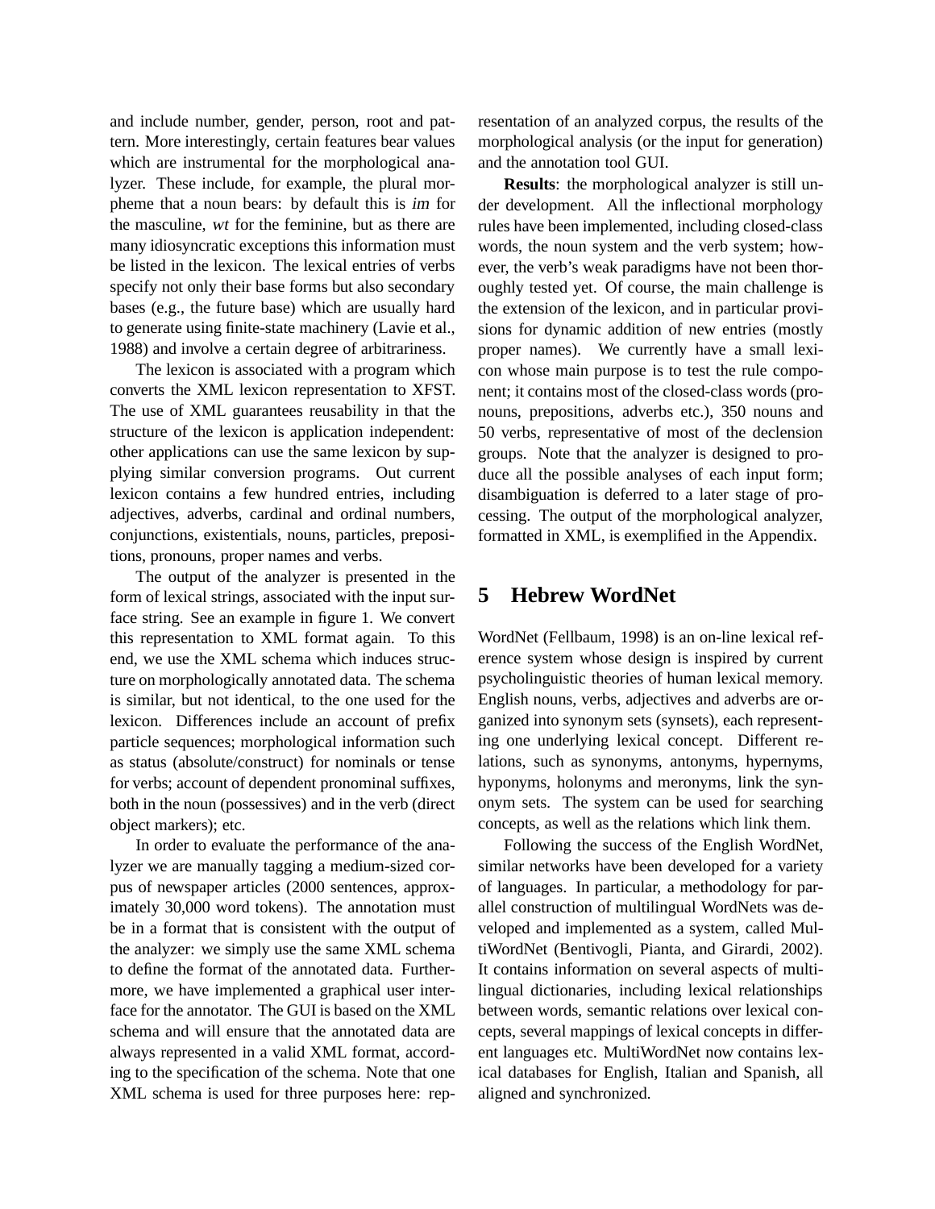and include number, gender, person, root and pattern. More interestingly, certain features bear values which are instrumental for the morphological analyzer. These include, for example, the plural morpheme that a noun bears: by default this is *im* for the masculine, *wt* for the feminine, but as there are many idiosyncratic exceptions this information must be listed in the lexicon. The lexical entries of verbs specify not only their base forms but also secondary bases (e.g., the future base) which are usually hard to generate using finite-state machinery (Lavie et al., 1988) and involve a certain degree of arbitrariness.

The lexicon is associated with a program which converts the XML lexicon representation to XFST. The use of XML guarantees reusability in that the structure of the lexicon is application independent: other applications can use the same lexicon by supplying similar conversion programs. Out current lexicon contains a few hundred entries, including adjectives, adverbs, cardinal and ordinal numbers, conjunctions, existentials, nouns, particles, prepositions, pronouns, proper names and verbs.

The output of the analyzer is presented in the form of lexical strings, associated with the input surface string. See an example in figure 1. We convert this representation to XML format again. To this end, we use the XML schema which induces structure on morphologically annotated data. The schema is similar, but not identical, to the one used for the lexicon. Differences include an account of prefix particle sequences; morphological information such as status (absolute/construct) for nominals or tense for verbs; account of dependent pronominal suffixes, both in the noun (possessives) and in the verb (direct object markers); etc.

In order to evaluate the performance of the analyzer we are manually tagging a medium-sized corpus of newspaper articles (2000 sentences, approximately 30,000 word tokens). The annotation must be in a format that is consistent with the output of the analyzer: we simply use the same XML schema to define the format of the annotated data. Furthermore, we have implemented a graphical user interface for the annotator. The GUI is based on the XML schema and will ensure that the annotated data are always represented in a valid XML format, according to the specification of the schema. Note that one XML schema is used for three purposes here: representation of an analyzed corpus, the results of the morphological analysis (or the input for generation) and the annotation tool GUI.

**Results**: the morphological analyzer is still under development. All the inflectional morphology rules have been implemented, including closed-class words, the noun system and the verb system; however, the verb's weak paradigms have not been thoroughly tested yet. Of course, the main challenge is the extension of the lexicon, and in particular provisions for dynamic addition of new entries (mostly proper names). We currently have a small lexicon whose main purpose is to test the rule component; it contains most of the closed-class words (pronouns, prepositions, adverbs etc.), 350 nouns and 50 verbs, representative of most of the declension groups. Note that the analyzer is designed to produce all the possible analyses of each input form; disambiguation is deferred to a later stage of processing. The output of the morphological analyzer, formatted in XML, is exemplified in the Appendix.

## 5 Hebrew WordNet

WordNet (Fellbaum, 1998) is an on-line lexical reference system whose design is inspired by current psycholinguistic theories of human lexical memory. English nouns, verbs, adjectives and adverbs are organized into synonym sets (synsets), each representing one underlying lexical concept. Different relations, such as synonyms, antonyms, hypernyms, hyponyms, holonyms and meronyms, link the synonym sets. The system can be used for searching concepts, as well as the relations which link them.

Following the success of the English WordNet, similar networks have been developed for a variety of languages. In particular, a methodology for parallel construction of multilingual WordNets was developed and implemented as a system, called MultiWordNet (Bentivogli, Pianta, and Girardi, 2002). It contains information on several aspects of multilingual dictionaries, including lexical relationships between words, semantic relations over lexical concepts, several mappings of lexical concepts in different languages etc. MultiWordNet now contains lexical databases for English, Italian and Spanish, all aligned and synchronized.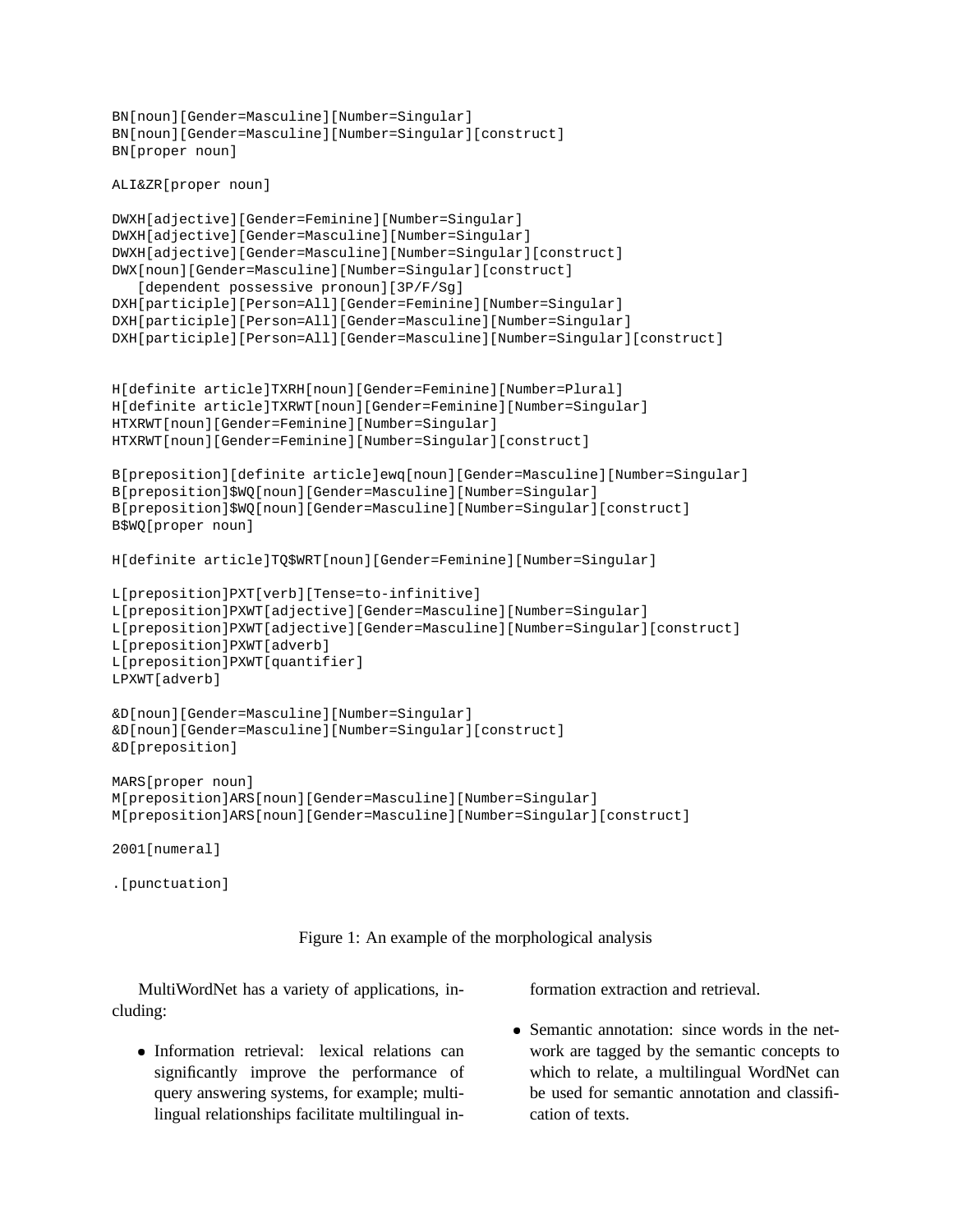```
BN[noun][Gender=Masculine][Number=Singular]
BN[noun][Gender=Masculine][Number=Singular][construct]
BN[proper noun]

ALI&ZR[proper noun]

DWXH[adjective][Gender=Feminine][Number=Singular]
DWXH[adjective][Gender=Masculine][Number=Singular]
DWXH[adjective][Gender=Masculine][Number=Singular][construct]
DWX[noun][Gender=Masculine][Number=Singular][construct]
   [dependent possessive pronoun][3P/F/Sg]
DXH[participle][Person=All][Gender=Feminine][Number=Singular]
DXH[participle][Person=All][Gender=Masculine][Number=Singular]
DXH[participle][Person=All][Gender=Masculine][Number=Singular][construct]


H[definite article]TXRH[noun][Gender=Feminine][Number=Plural]
H[definite article]TXRWT[noun][Gender=Feminine][Number=Singular]
HTXRWT[noun][Gender=Feminine][Number=Singular]
HTXRWT[noun][Gender=Feminine][Number=Singular][construct]

B[preposition][definite article]ewq[noun][Gender=Masculine][Number=Singular]
B[preposition]$WQ[noun][Gender=Masculine][Number=Singular]
B[preposition]$WQ[noun][Gender=Masculine][Number=Singular][construct]
B$WQ[proper noun]

H[definite article]TQ$WRT[noun][Gender=Feminine][Number=Singular]

L[preposition]PXT[verb][Tense=to-infinitive]
L[preposition]PXWT[adjective][Gender=Masculine][Number=Singular]
L[preposition]PXWT[adjective][Gender=Masculine][Number=Singular][construct]
L[preposition]PXWT[adverb]
L[preposition]PXWT[quantifier]
LPXWT[adverb]

&D[noun][Gender=Masculine][Number=Singular]
&D[noun][Gender=Masculine][Number=Singular][construct]
&D[preposition]

MARS[proper noun]
M[preposition]ARS[noun][Gender=Masculine][Number=Singular]
M[preposition]ARS[noun][Gender=Masculine][Number=Singular][construct]

2001[numeral]

.[punctuation]
```

Figure 1: An example of the morphological analysis

MultiWordNet has a variety of applications, including:

- Information retrieval: lexical relations can significantly improve the performance of query answering systems, for example; multilingual relationships facilitate multilingual information extraction and retrieval.
- Semantic annotation: since words in the network are tagged by the semantic concepts to which to relate, a multilingual WordNet can be used for semantic annotation and classification of texts.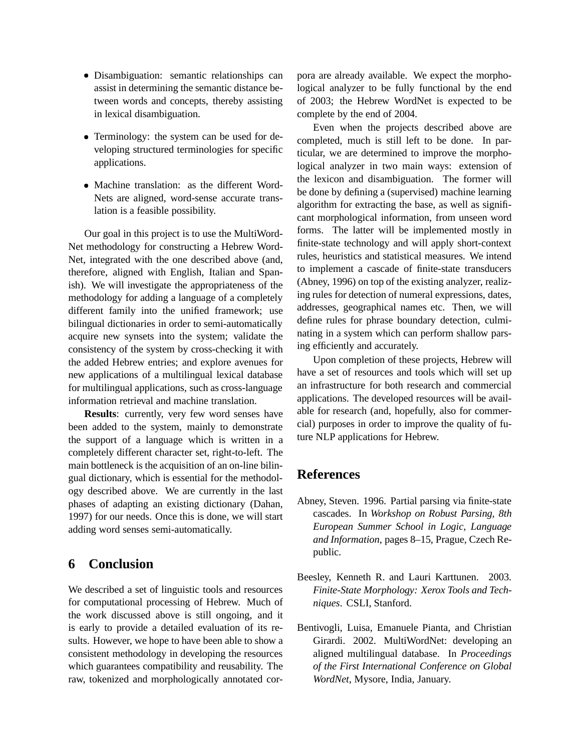- Disambiguation: semantic relationships can assist in determining the semantic distance between words and concepts, thereby assisting in lexical disambiguation.
- Terminology: the system can be used for developing structured terminologies for specific applications.
- Machine translation: as the different WordNets are aligned, word-sense accurate translation is a feasible possibility.

Our goal in this project is to use the MultiWordNet methodology for constructing a Hebrew WordNet, integrated with the one described above (and, therefore, aligned with English, Italian and Spanish). We will investigate the appropriateness of the methodology for adding a language of a completely different family into the unified framework; use bilingual dictionaries in order to semi-automatically acquire new synsets into the system; validate the consistency of the system by cross-checking it with the added Hebrew entries; and explore avenues for new applications of a multilingual lexical database for multilingual applications, such as cross-language information retrieval and machine translation.

**Results**: currently, very few word senses have been added to the system, mainly to demonstrate the support of a language which is written in a completely different character set, right-to-left. The main bottleneck is the acquisition of an on-line bilingual dictionary, which is essential for the methodology described above. We are currently in the last phases of adapting an existing dictionary (Dahan, 1997) for our needs. Once this is done, we will start adding word senses semi-automatically.

## 6 Conclusion

We described a set of linguistic tools and resources for computational processing of Hebrew. Much of the work discussed above is still ongoing, and it is early to provide a detailed evaluation of its results. However, we hope to have been able to show a consistent methodology in developing the resources which guarantees compatibility and reusability. The raw, tokenized and morphologically annotated corpora are already available. We expect the morphological analyzer to be fully functional by the end of 2003; the Hebrew WordNet is expected to be complete by the end of 2004.

Even when the projects described above are completed, much is still left to be done. In particular, we are determined to improve the morphological analyzer in two main ways: extension of the lexicon and disambiguation. The former will be done by defining a (supervised) machine learning algorithm for extracting the base, as well as significant morphological information, from unseen word forms. The latter will be implemented mostly in finite-state technology and will apply short-context rules, heuristics and statistical measures. We intend to implement a cascade of finite-state transducers (Abney, 1996) on top of the existing analyzer, realizing rules for detection of numeral expressions, dates, addresses, geographical names etc. Then, we will define rules for phrase boundary detection, culminating in a system which can perform shallow parsing efficiently and accurately.

Upon completion of these projects, Hebrew will have a set of resources and tools which will set up an infrastructure for both research and commercial applications. The developed resources will be available for research (and, hopefully, also for commercial) purposes in order to improve the quality of future NLP applications for Hebrew.

## References

Abney, Steven. 1996. Partial parsing via finite-state cascades. In *Workshop on Robust Parsing, 8th European Summer School in Logic, Language and Information*, pages 8–15, Prague, Czech Republic.

Beesley, Kenneth R. and Lauri Karttunen. 2003. *Finite-State Morphology: Xerox Tools and Techniques*. CSLI, Stanford.

Bentivogli, Luisa, Emanuele Pianta, and Christian Girardi. 2002. MultiWordNet: developing an aligned multilingual database. In *Proceedings of the First International Conference on Global WordNet*, Mysore, India, January.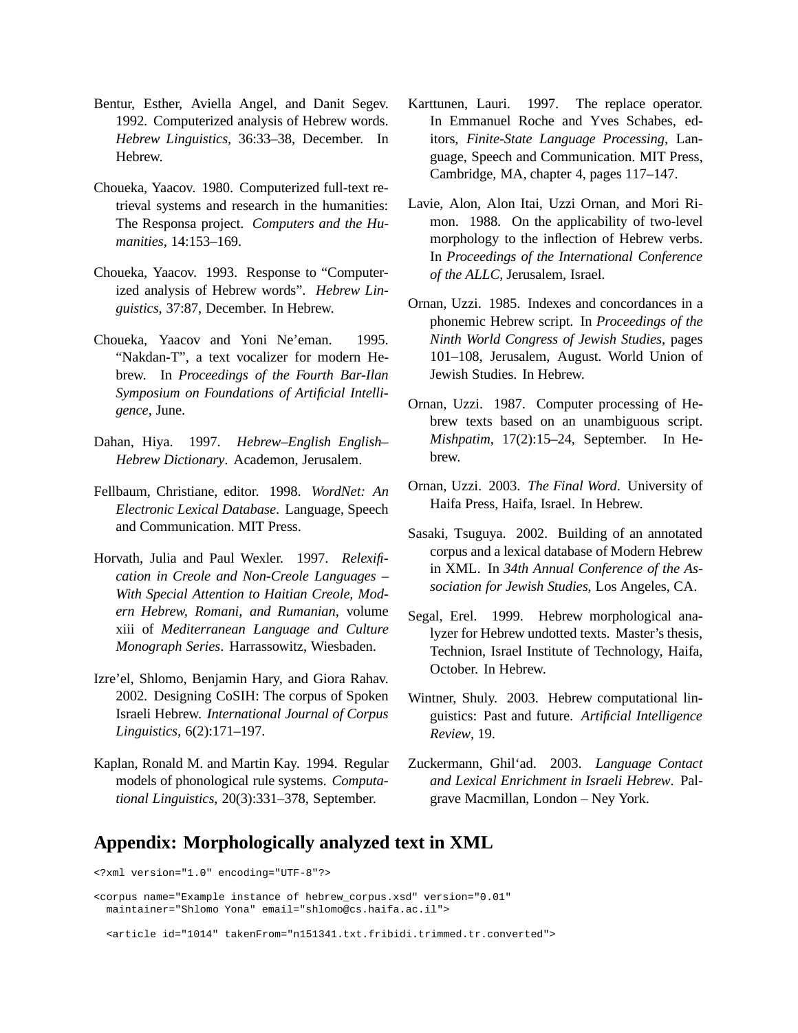Bentur, Esther, Aviella Angel, and Danit Segev. 1992. Computerized analysis of Hebrew words. *Hebrew Linguistics*, 36:33–38, December. In Hebrew.

Choueka, Yaacov. 1980. Computerized full-text retrieval systems and research in the humanities: The Responsa project. *Computers and the Humanities*, 14:153–169.

Choueka, Yaacov. 1993. Response to "Computerized analysis of Hebrew words". *Hebrew Linguistics*, 37:87, December. In Hebrew.

Choueka, Yaacov and Yoni Ne'eman. 1995. "Nakdan-T", a text vocalizer for modern Hebrew. In *Proceedings of the Fourth Bar-Ilan Symposium on Foundations of Artificial Intelligence*, June.

Dahan, Hiya. 1997. *Hebrew–English English–Hebrew Dictionary*. Academon, Jerusalem.

Fellbaum, Christiane, editor. 1998. *WordNet: An Electronic Lexical Database*. Language, Speech and Communication. MIT Press.

Horvath, Julia and Paul Wexler. 1997. *Relexification in Creole and Non-Creole Languages – With Special Attention to Haitian Creole, Modern Hebrew, Romani, and Rumanian*, volume xiii of *Mediterranean Language and Culture Monograph Series*. Harrassowitz, Wiesbaden.

Izre'el, Shlomo, Benjamin Hary, and Giora Rahav. 2002. Designing CoSIH: The corpus of Spoken Israeli Hebrew. *International Journal of Corpus Linguistics*, 6(2):171–197.

Kaplan, Ronald M. and Martin Kay. 1994. Regular models of phonological rule systems. *Computational Linguistics*, 20(3):331–378, September.

Karttunen, Lauri. 1997. The replace operator. In Emmanuel Roche and Yves Schabes, editors, *Finite-State Language Processing*, Language, Speech and Communication. MIT Press, Cambridge, MA, chapter 4, pages 117–147.

Lavie, Alon, Alon Itai, Uzzi Ornan, and Mori Rimon. 1988. On the applicability of two-level morphology to the inflection of Hebrew verbs. In *Proceedings of the International Conference of the ALLC*, Jerusalem, Israel.

Ornan, Uzzi. 1985. Indexes and concordances in a phonemic Hebrew script. In *Proceedings of the Ninth World Congress of Jewish Studies*, pages 101–108, Jerusalem, August. World Union of Jewish Studies. In Hebrew.

Ornan, Uzzi. 1987. Computer processing of Hebrew texts based on an unambiguous script. *Mishpatim*, 17(2):15–24, September. In Hebrew.

Ornan, Uzzi. 2003. *The Final Word*. University of Haifa Press, Haifa, Israel. In Hebrew.

Sasaki, Tsuguya. 2002. Building of an annotated corpus and a lexical database of Modern Hebrew in XML. In *34th Annual Conference of the Association for Jewish Studies*, Los Angeles, CA.

Segal, Erel. 1999. Hebrew morphological analyzer for Hebrew undotted texts. Master's thesis, Technion, Israel Institute of Technology, Haifa, October. In Hebrew.

Wintner, Shuly. 2003. Hebrew computational linguistics: Past and future. *Artificial Intelligence Review*, 19.

Zuckermann, Ghil'ad. 2003. *Language Contact and Lexical Enrichment in Israeli Hebrew*. Palgrave Macmillan, London – Ney York.

## Appendix: Morphologically analyzed text in XML

```
<?xml version="1.0" encoding="UTF-8"?>

<corpus name="Example instance of hebrew_corpus.xsd" version="0.01"
  maintainer="Shlomo Yona" email="shlomo@cs.haifa.ac.il">

  <article id="1014" takenFrom="n151341.txt.fribidi.trimmed.tr.converted">
```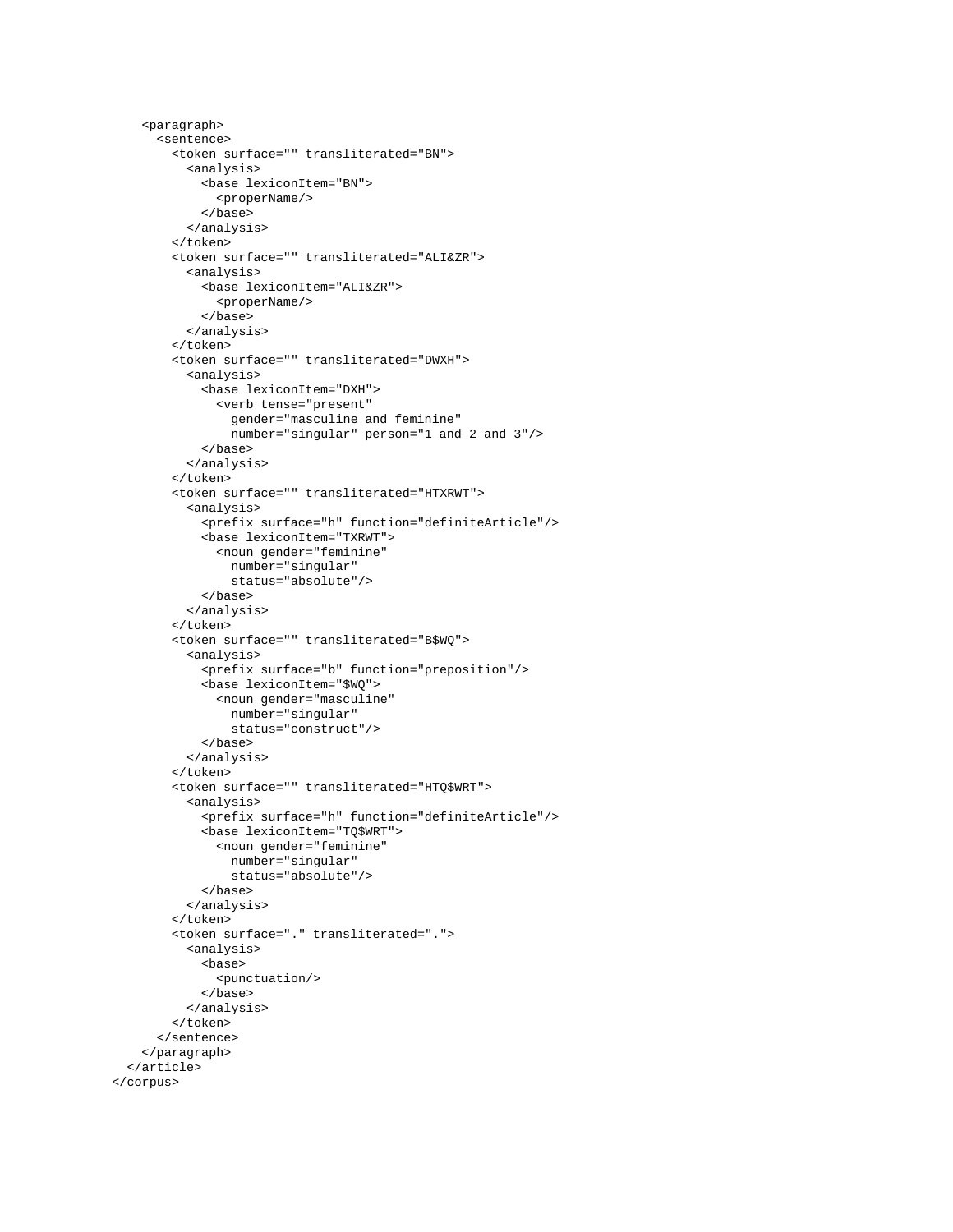```
    <paragraph>
      <sentence>
        <token surface="" transliterated="BN">
          <analysis>
            <base lexiconItem="BN">
              <properName/>
            </base>
          </analysis>
        </token>
        <token surface="" transliterated="ALI&ZR">
          <analysis>
            <base lexiconItem="ALI&ZR">
              <properName/>
            </base>
          </analysis>
        </token>
        <token surface="" transliterated="DWXH">
          <analysis>
            <base lexiconItem="DXH">
              <verb tense="present"
                gender="masculine and feminine"
                number="singular" person="1 and 2 and 3"/>
            </base>
          </analysis>
        </token>
        <token surface="" transliterated="HTXRWT">
          <analysis>
            <prefix surface="h" function="definiteArticle"/>
            <base lexiconItem="TXRWT">
              <noun gender="feminine"
                number="singular"
                status="absolute"/>
            </base>
          </analysis>
        </token>
        <token surface="" transliterated="B$WQ">
          <analysis>
            <prefix surface="b" function="preposition"/>
            <base lexiconItem="$WQ">
              <noun gender="masculine"
                number="singular"
                status="construct"/>
            </base>
          </analysis>
        </token>
        <token surface="" transliterated="HTQ$WRT">
          <analysis>
            <prefix surface="h" function="definiteArticle"/>
            <base lexiconItem="TQ$WRT">
              <noun gender="feminine"
                number="singular"
                status="absolute"/>
            </base>
          </analysis>
        </token>
        <token surface="." transliterated=".">
          <analysis>
            <base>
              <punctuation/>
            </base>
          </analysis>
        </token>
      </sentence>
    </paragraph>
  </article>
</corpus>
```